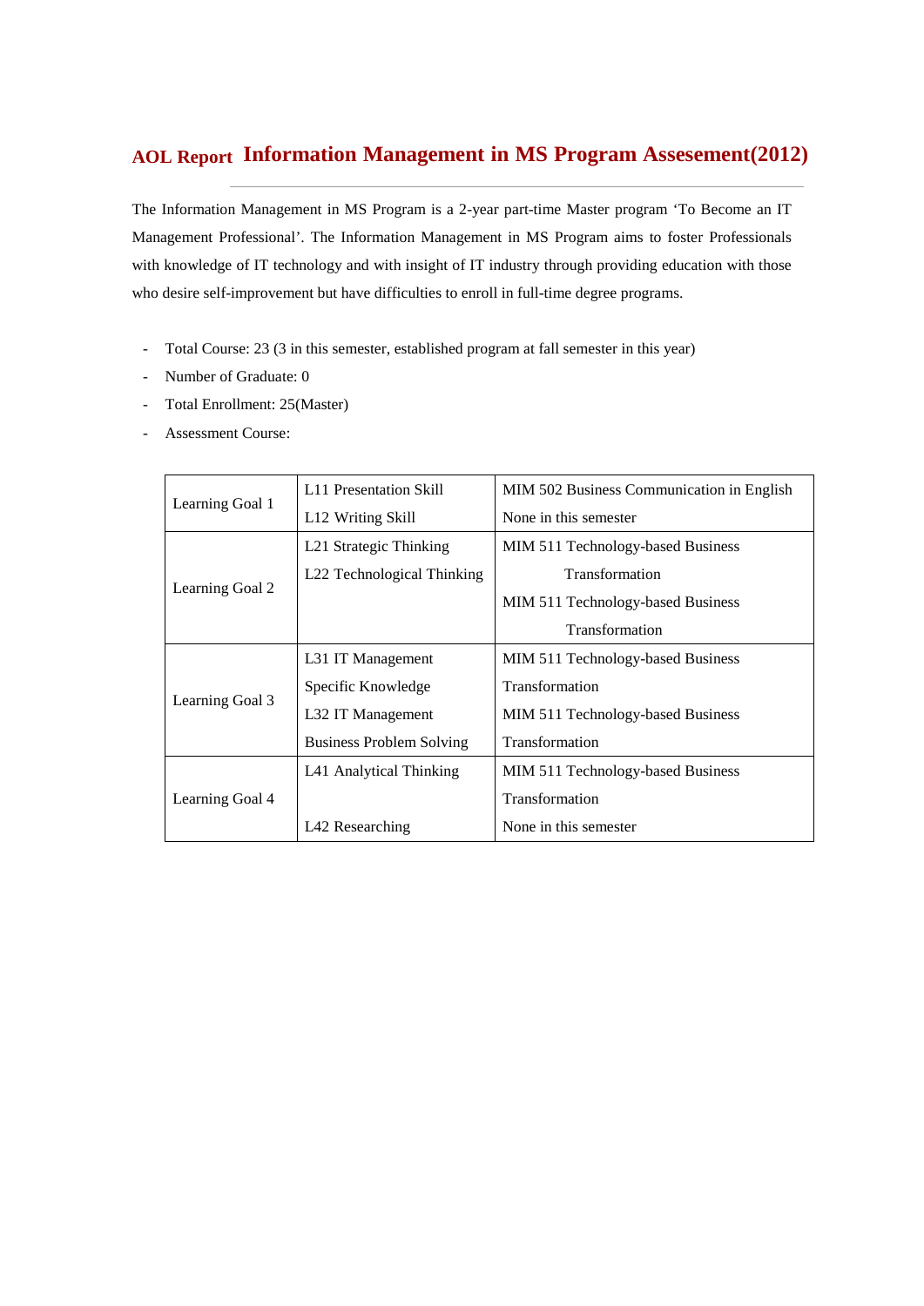## AOL Report Information Management in MS Program Assesement(2012)

The Information Management in MS Program is a 2-year part-time Master program 'To Become an IT Management Professional'. The Information Management in MS Program aims to foster Professionals with knowledge of IT technology and with insight of IT industry through providing education with those who desire self-improvement but have difficulties to enroll in full-time degree programs.

- Total Course: 23 (3 in this semester, established program at fall semester in this year)
- Number of Graduate: 0
- Total Enrollment: 25(Master)
- Assessment Course:

| | | |
|---|---|---|
| Learning Goal 1 | L11 Presentation Skill | MIM 502 Business Communication in English |
| | L12 Writing Skill | None in this semester |
| Learning Goal 2 | L21 Strategic Thinking | MIM 511 Technology-based Business Transformation |
| | L22 Technological Thinking | MIM 511 Technology-based Business Transformation |
| Learning Goal 3 | L31 IT Management Specific Knowledge | MIM 511 Technology-based Business Transformation |
| | L32 IT Management Business Problem Solving | MIM 511 Technology-based Business Transformation |
| Learning Goal 4 | L41 Analytical Thinking | MIM 511 Technology-based Business Transformation |
| | L42 Researching | None in this semester |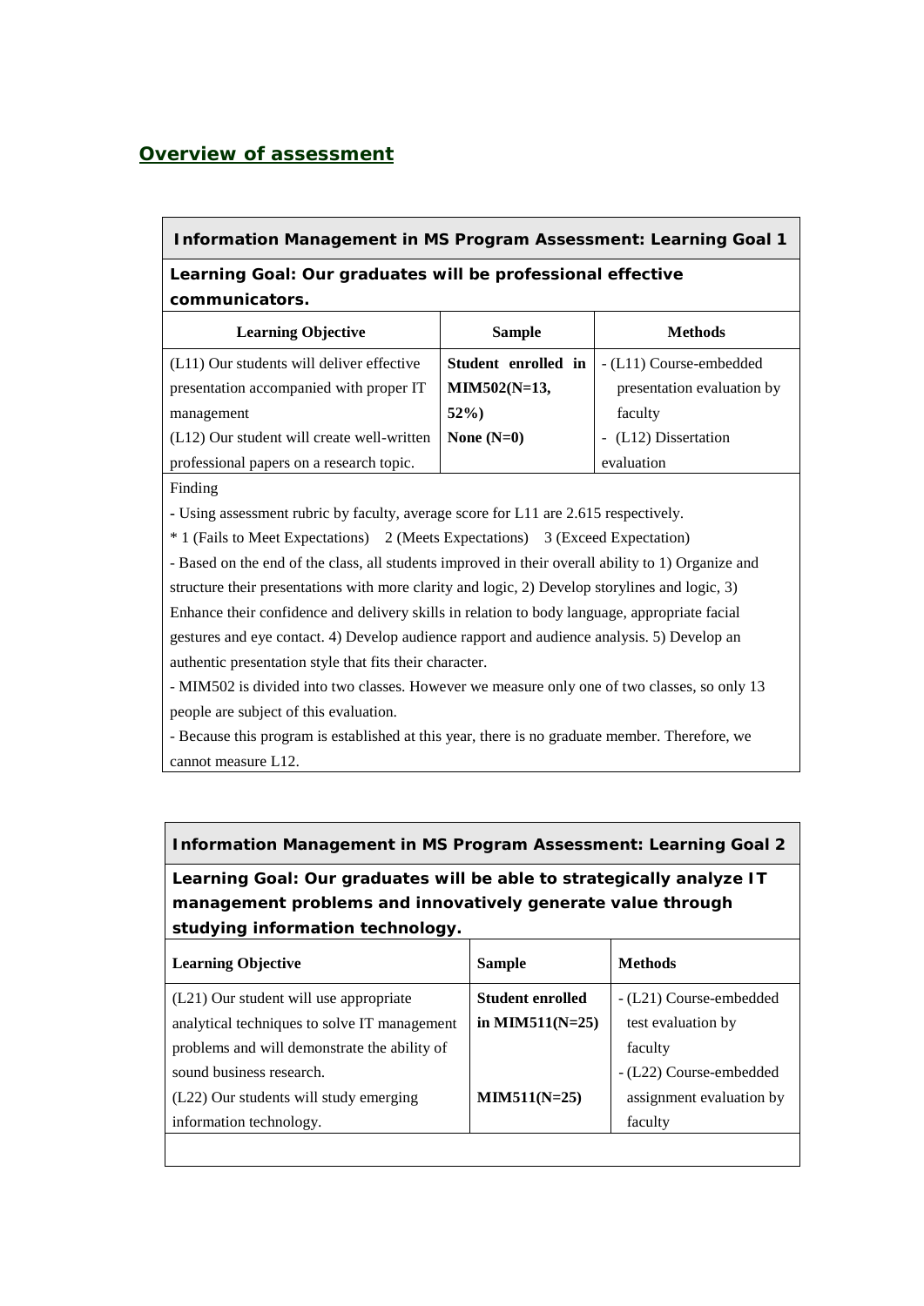## Overview of assessment

| Information Management in MS Program Assessment: Learning Goal 1 | | |
|---|---|---|
| **Learning Goal: Our graduates will be professional effective communicators.** | | |
| **Learning Objective** | **Sample** | **Methods** |
| (L11) Our students will deliver effective presentation accompanied with proper IT management<br>(L12) Our student will create well-written professional papers on a research topic. | **Student enrolled in MIM502(N=13, 52%)**<br>**None (N=0)** | - (L11) Course-embedded presentation evaluation by faculty<br>- (L12) Dissertation evaluation |
| Finding<br>- Using assessment rubric by faculty, average score for L11 are 2.615 respectively.<br>* 1 (Fails to Meet Expectations) 2 (Meets Expectations) 3 (Exceed Expectation)<br>- Based on the end of the class, all students improved in their overall ability to 1) Organize and structure their presentations with more clarity and logic, 2) Develop storylines and logic, 3) Enhance their confidence and delivery skills in relation to body language, appropriate facial gestures and eye contact. 4) Develop audience rapport and audience analysis. 5) Develop an authentic presentation style that fits their character.<br>- MIM502 is divided into two classes. However we measure only one of two classes, so only 13 people are subject of this evaluation.<br>- Because this program is established at this year, there is no graduate member. Therefore, we cannot measure L12. | | |

| Information Management in MS Program Assessment: Learning Goal 2 | | |
|---|---|---|
| **Learning Goal: Our graduates will be able to strategically analyze IT management problems and innovatively generate value through studying information technology.** | | |
| **Learning Objective** | **Sample** | **Methods** |
| (L21) Our student will use appropriate analytical techniques to solve IT management problems and will demonstrate the ability of sound business research.<br>(L22) Our students will study emerging information technology. | **Student enrolled in MIM511(N=25)**<br>**MIM511(N=25)** | - (L21) Course-embedded test evaluation by faculty<br>- (L22) Course-embedded assignment evaluation by faculty |
| | | |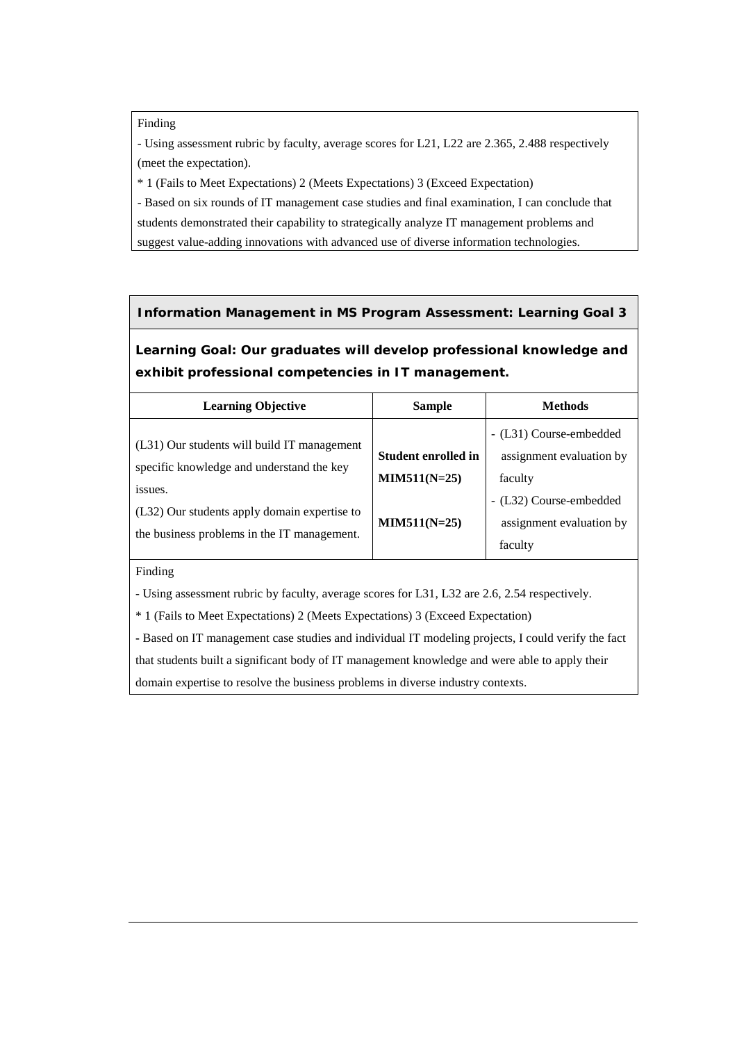Finding

- Using assessment rubric by faculty, average scores for L21, L22 are 2.365, 2.488 respectively (meet the expectation).

* 1 (Fails to Meet Expectations) 2 (Meets Expectations) 3 (Exceed Expectation)

- Based on six rounds of IT management case studies and final examination, I can conclude that students demonstrated their capability to strategically analyze IT management problems and suggest value-adding innovations with advanced use of diverse information technologies.

## Information Management in MS Program Assessment: Learning Goal 3

### Learning Goal: Our graduates will develop professional knowledge and exhibit professional competencies in IT management.

| Learning Objective | Sample | Methods |
|---|---|---|
| (L31) Our students will build IT management specific knowledge and understand the key issues. | **Student enrolled in MIM511(N=25)** | - (L31) Course-embedded assignment evaluation by faculty |
| (L32) Our students apply domain expertise to the business problems in the IT management. | **MIM511(N=25)** | - (L32) Course-embedded assignment evaluation by faculty |

Finding

- Using assessment rubric by faculty, average scores for L31, L32 are 2.6, 2.54 respectively.

* 1 (Fails to Meet Expectations) 2 (Meets Expectations) 3 (Exceed Expectation)

- Based on IT management case studies and individual IT modeling projects, I could verify the fact that students built a significant body of IT management knowledge and were able to apply their domain expertise to resolve the business problems in diverse industry contexts.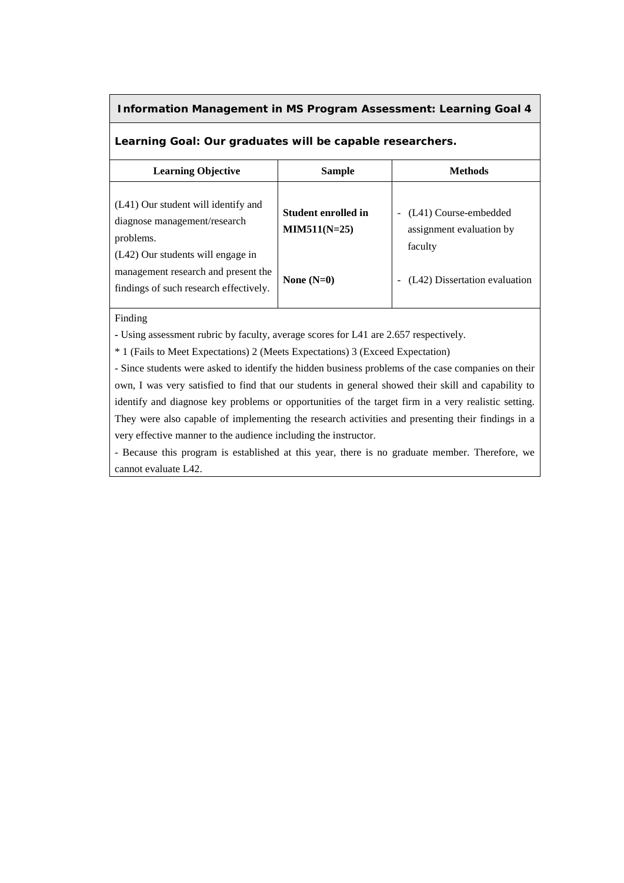**Information Management in MS Program Assessment: Learning Goal 4**

**Learning Goal: Our graduates will be capable researchers.**

| Learning Objective | Sample | Methods |
|---|---|---|
| (L41) Our student will identify and diagnose management/research problems. | **Student enrolled in MIM511(N=25)** | - (L41) Course-embedded assignment evaluation by faculty |
| (L42) Our students will engage in management research and present the findings of such research effectively. | **None (N=0)** | - (L42) Dissertation evaluation |

Finding

- Using assessment rubric by faculty, average scores for L41 are 2.657 respectively.

* 1 (Fails to Meet Expectations) 2 (Meets Expectations) 3 (Exceed Expectation)

- Since students were asked to identify the hidden business problems of the case companies on their own, I was very satisfied to find that our students in general showed their skill and capability to identify and diagnose key problems or opportunities of the target firm in a very realistic setting. They were also capable of implementing the research activities and presenting their findings in a very effective manner to the audience including the instructor.

- Because this program is established at this year, there is no graduate member. Therefore, we cannot evaluate L42.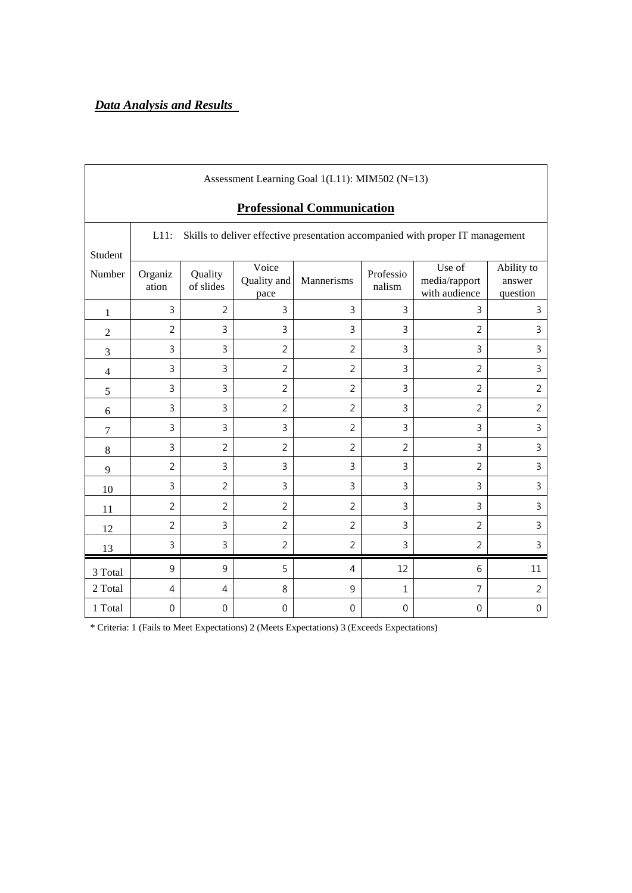***Data Analysis and Results***

| Assessment Learning Goal 1(L11): MIM502 (N=13)<br>**Professional Communication** | | | | | | | |
|---|---|---|---|---|---|---|---|
| Student Number | L11: Skills to deliver effective presentation accompanied with proper IT management | | | | | | |
| | Organization | Quality of slides | Voice Quality and pace | Mannerisms | Professionalism | Use of media/rapport with audience | Ability to answer question |
| 1 | 3 | 2 | 3 | 3 | 3 | 3 | 3 |
| 2 | 2 | 3 | 3 | 3 | 3 | 2 | 3 |
| 3 | 3 | 3 | 2 | 2 | 3 | 3 | 3 |
| 4 | 3 | 3 | 2 | 2 | 3 | 2 | 3 |
| 5 | 3 | 3 | 2 | 2 | 3 | 2 | 2 |
| 6 | 3 | 3 | 2 | 2 | 3 | 2 | 2 |
| 7 | 3 | 3 | 3 | 2 | 3 | 3 | 3 |
| 8 | 3 | 2 | 2 | 2 | 2 | 3 | 3 |
| 9 | 2 | 3 | 3 | 3 | 3 | 2 | 3 |
| 10 | 3 | 2 | 3 | 3 | 3 | 3 | 3 |
| 11 | 2 | 2 | 2 | 2 | 3 | 3 | 3 |
| 12 | 2 | 3 | 2 | 2 | 3 | 2 | 3 |
| 13 | 3 | 3 | 2 | 2 | 3 | 2 | 3 |
| 3 Total | 9 | 9 | 5 | 4 | 12 | 6 | 11 |
| 2 Total | 4 | 4 | 8 | 9 | 1 | 7 | 2 |
| 1 Total | 0 | 0 | 0 | 0 | 0 | 0 | 0 |

* Criteria: 1 (Fails to Meet Expectations) 2 (Meets Expectations) 3 (Exceeds Expectations)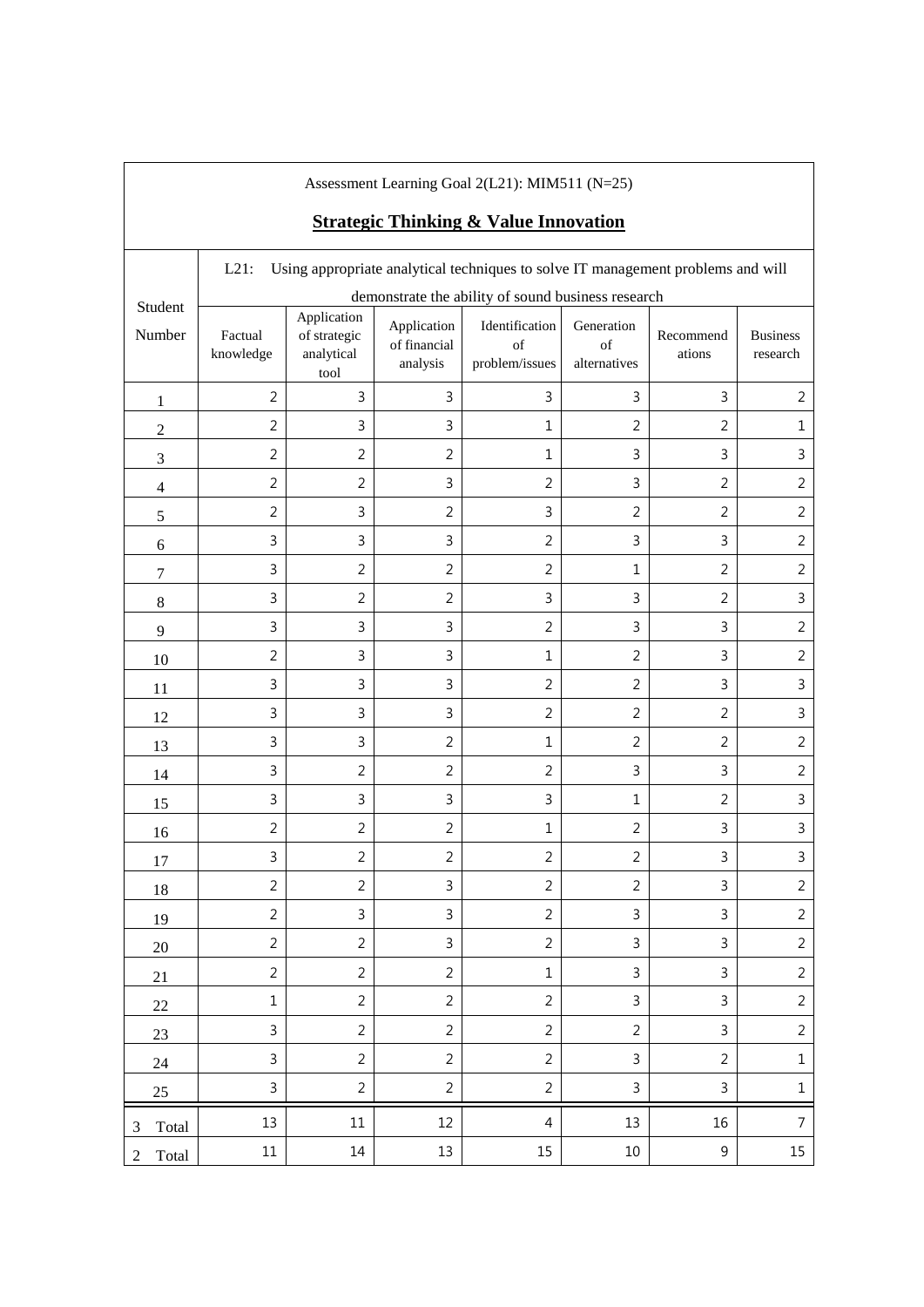Assessment Learning Goal 2(L21): MIM511 (N=25)

## **Strategic Thinking & Value Innovation**

| Student Number | L21: Using appropriate analytical techniques to solve IT management problems and will demonstrate the ability of sound business research | | | | | | |
|---|---|---|---|---|---|---|---|
| | Factual knowledge | Application of strategic analytical tool | Application of financial analysis | Identification of problem/issues | Generation of alternatives | Recommendations | Business research |
| 1 | 2 | 3 | 3 | 3 | 3 | 3 | 2 |
| 2 | 2 | 3 | 3 | 1 | 2 | 2 | 1 |
| 3 | 2 | 2 | 2 | 1 | 3 | 3 | 3 |
| 4 | 2 | 2 | 3 | 2 | 3 | 2 | 2 |
| 5 | 2 | 3 | 2 | 3 | 2 | 2 | 2 |
| 6 | 3 | 3 | 3 | 2 | 3 | 3 | 2 |
| 7 | 3 | 2 | 2 | 2 | 1 | 2 | 2 |
| 8 | 3 | 2 | 2 | 3 | 3 | 2 | 3 |
| 9 | 3 | 3 | 3 | 2 | 3 | 3 | 2 |
| 10 | 2 | 3 | 3 | 1 | 2 | 3 | 2 |
| 11 | 3 | 3 | 3 | 2 | 2 | 3 | 3 |
| 12 | 3 | 3 | 3 | 2 | 2 | 2 | 3 |
| 13 | 3 | 3 | 2 | 1 | 2 | 2 | 2 |
| 14 | 3 | 2 | 2 | 2 | 3 | 3 | 2 |
| 15 | 3 | 3 | 3 | 3 | 1 | 2 | 3 |
| 16 | 2 | 2 | 2 | 1 | 2 | 3 | 3 |
| 17 | 3 | 2 | 2 | 2 | 2 | 3 | 3 |
| 18 | 2 | 2 | 3 | 2 | 2 | 3 | 2 |
| 19 | 2 | 3 | 3 | 2 | 3 | 3 | 2 |
| 20 | 2 | 2 | 3 | 2 | 3 | 3 | 2 |
| 21 | 2 | 2 | 2 | 1 | 3 | 3 | 2 |
| 22 | 1 | 2 | 2 | 2 | 3 | 3 | 2 |
| 23 | 3 | 2 | 2 | 2 | 2 | 3 | 2 |
| 24 | 3 | 2 | 2 | 2 | 3 | 2 | 1 |
| 25 | 3 | 2 | 2 | 2 | 3 | 3 | 1 |
| 3 Total | 13 | 11 | 12 | 4 | 13 | 16 | 7 |
| 2 Total | 11 | 14 | 13 | 15 | 10 | 9 | 15 |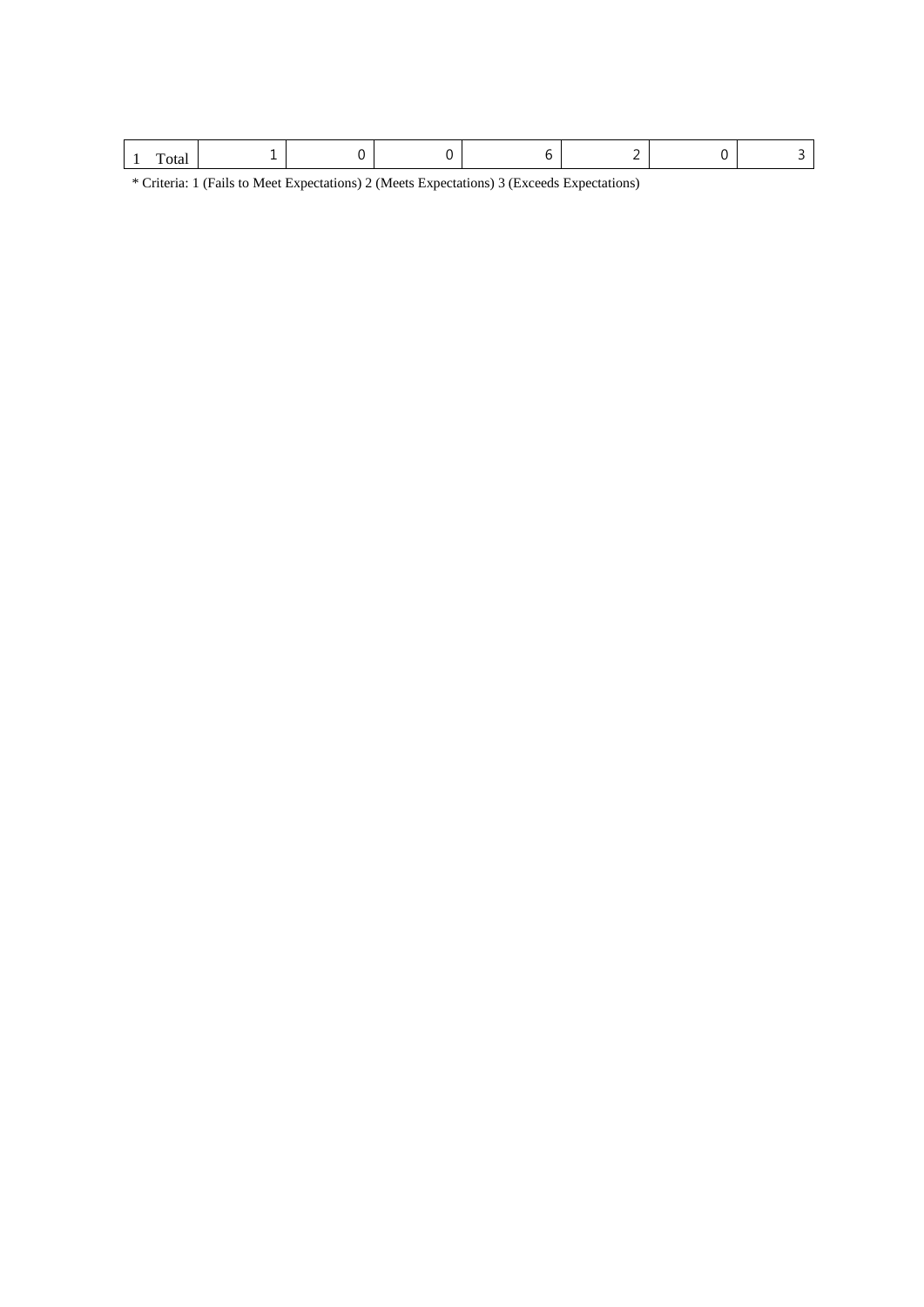| 1 | Total | 1 | 0 | 0 | 6 | 2 | 0 | 3 |
|---|---|---|---|---|---|---|---|---|

* Criteria: 1 (Fails to Meet Expectations) 2 (Meets Expectations) 3 (Exceeds Expectations)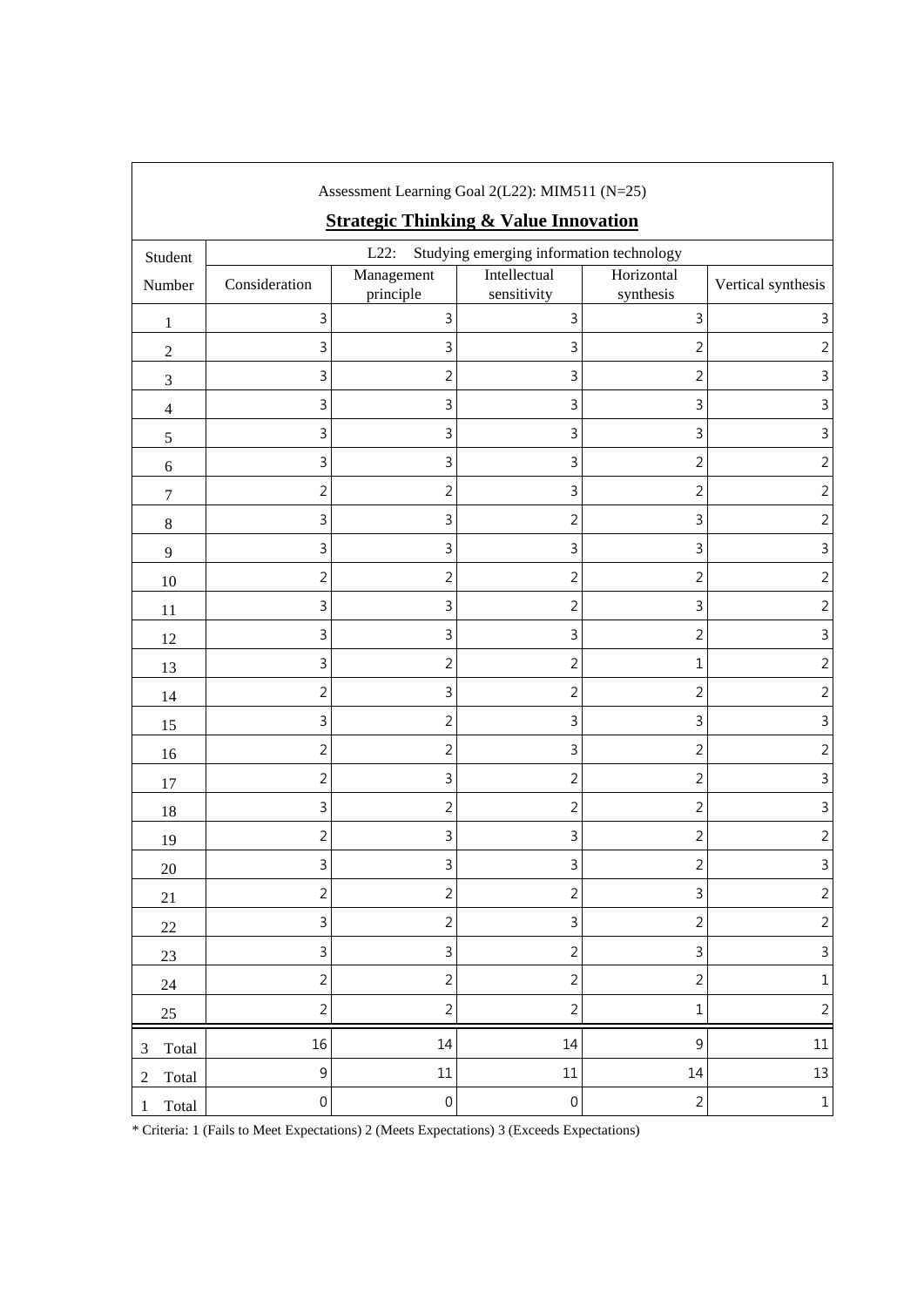Assessment Learning Goal 2(L22): MIM511 (N=25)

**Strategic Thinking & Value Innovation**

| Student Number | L22: Studying emerging information technology | | | | |
|---|---|---|---|---|---|
| | Consideration | Management principle | Intellectual sensitivity | Horizontal synthesis | Vertical synthesis |
| 1 | 3 | 3 | 3 | 3 | 3 |
| 2 | 3 | 3 | 3 | 2 | 2 |
| 3 | 3 | 2 | 3 | 2 | 3 |
| 4 | 3 | 3 | 3 | 3 | 3 |
| 5 | 3 | 3 | 3 | 3 | 3 |
| 6 | 3 | 3 | 3 | 2 | 2 |
| 7 | 2 | 2 | 3 | 2 | 2 |
| 8 | 3 | 3 | 2 | 3 | 2 |
| 9 | 3 | 3 | 3 | 3 | 3 |
| 10 | 2 | 2 | 2 | 2 | 2 |
| 11 | 3 | 3 | 2 | 3 | 2 |
| 12 | 3 | 3 | 3 | 2 | 3 |
| 13 | 3 | 2 | 2 | 1 | 2 |
| 14 | 2 | 3 | 2 | 2 | 2 |
| 15 | 3 | 2 | 3 | 3 | 3 |
| 16 | 2 | 2 | 3 | 2 | 2 |
| 17 | 2 | 3 | 2 | 2 | 3 |
| 18 | 3 | 2 | 2 | 2 | 3 |
| 19 | 2 | 3 | 3 | 2 | 2 |
| 20 | 3 | 3 | 3 | 2 | 3 |
| 21 | 2 | 2 | 2 | 3 | 2 |
| 22 | 3 | 2 | 3 | 2 | 2 |
| 23 | 3 | 3 | 2 | 3 | 3 |
| 24 | 2 | 2 | 2 | 2 | 1 |
| 25 | 2 | 2 | 2 | 1 | 2 |
| 3 Total | 16 | 14 | 14 | 9 | 11 |
| 2 Total | 9 | 11 | 11 | 14 | 13 |
| 1 Total | 0 | 0 | 0 | 2 | 1 |

* Criteria: 1 (Fails to Meet Expectations) 2 (Meets Expectations) 3 (Exceeds Expectations)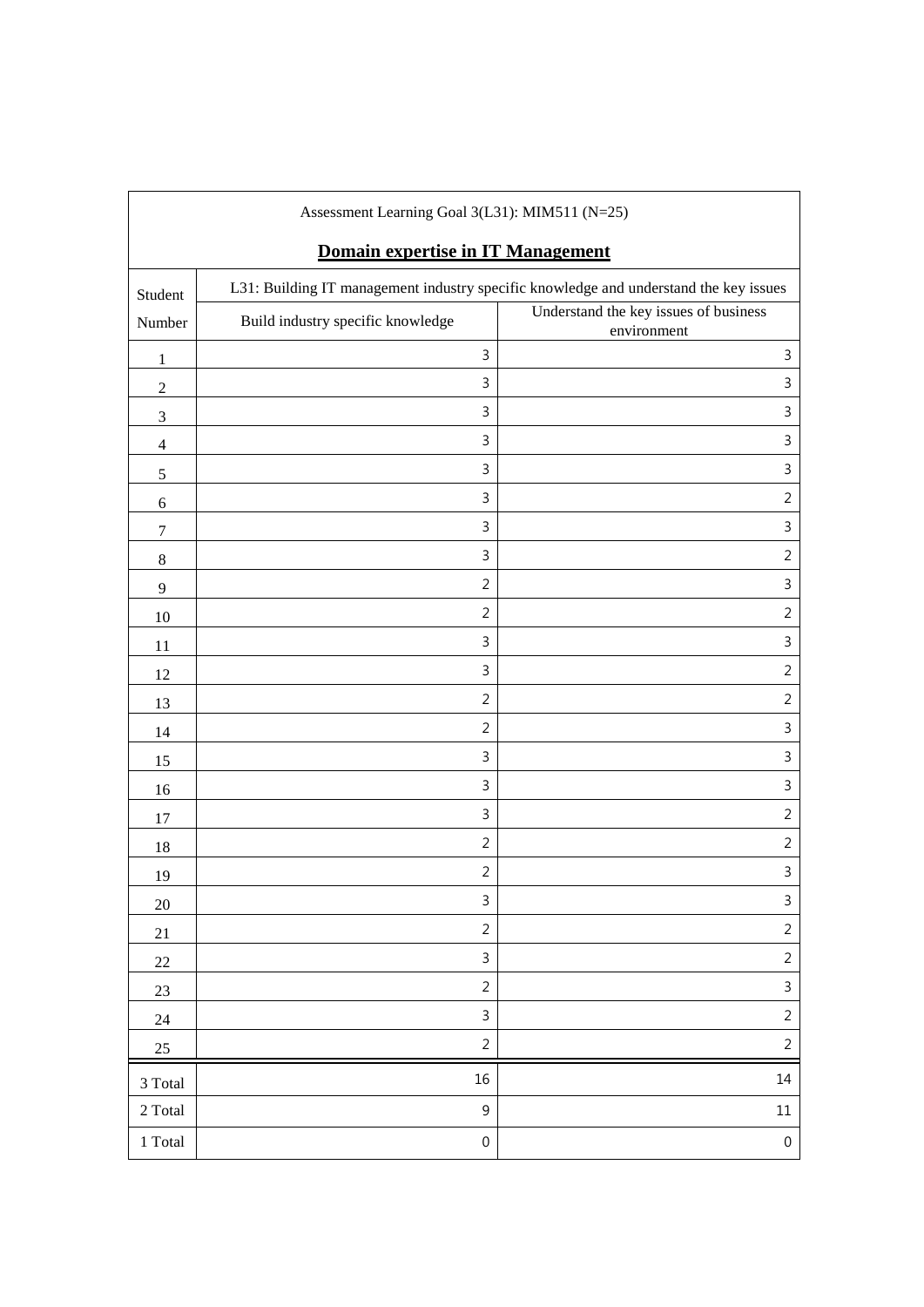Assessment Learning Goal 3(L31): MIM511 (N=25)

**Domain expertise in IT Management**

| Student Number | L31: Building IT management industry specific knowledge and understand the key issues | |
|---|---|---|
| | Build industry specific knowledge | Understand the key issues of business environment |
| 1 | 3 | 3 |
| 2 | 3 | 3 |
| 3 | 3 | 3 |
| 4 | 3 | 3 |
| 5 | 3 | 3 |
| 6 | 3 | 2 |
| 7 | 3 | 3 |
| 8 | 3 | 2 |
| 9 | 2 | 3 |
| 10 | 2 | 2 |
| 11 | 3 | 3 |
| 12 | 3 | 2 |
| 13 | 2 | 2 |
| 14 | 2 | 3 |
| 15 | 3 | 3 |
| 16 | 3 | 3 |
| 17 | 3 | 2 |
| 18 | 2 | 2 |
| 19 | 2 | 3 |
| 20 | 3 | 3 |
| 21 | 2 | 2 |
| 22 | 3 | 2 |
| 23 | 2 | 3 |
| 24 | 3 | 2 |
| 25 | 2 | 2 |
| 3 Total | 16 | 14 |
| 2 Total | 9 | 11 |
| 1 Total | 0 | 0 |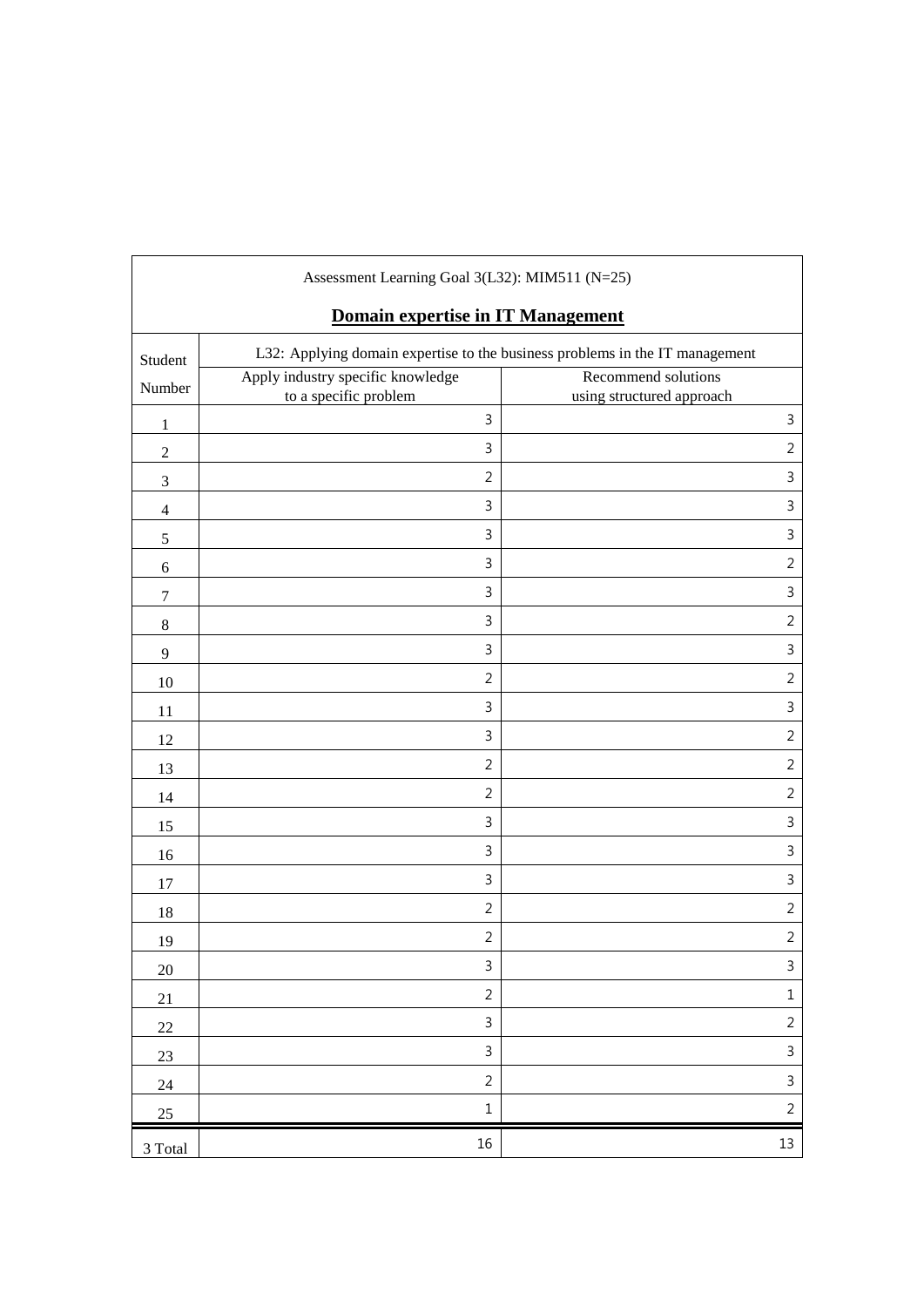| Assessment Learning Goal 3(L32): MIM511 (N=25) **Domain expertise in IT Management** | | |
|---|---|---|
| Student Number | L32: Applying domain expertise to the business problems in the IT management | |
| | Apply industry specific knowledge to a specific problem | Recommend solutions using structured approach |
| 1 | 3 | 3 |
| 2 | 3 | 2 |
| 3 | 2 | 3 |
| 4 | 3 | 3 |
| 5 | 3 | 3 |
| 6 | 3 | 2 |
| 7 | 3 | 3 |
| 8 | 3 | 2 |
| 9 | 3 | 3 |
| 10 | 2 | 2 |
| 11 | 3 | 3 |
| 12 | 3 | 2 |
| 13 | 2 | 2 |
| 14 | 2 | 2 |
| 15 | 3 | 3 |
| 16 | 3 | 3 |
| 17 | 3 | 3 |
| 18 | 2 | 2 |
| 19 | 2 | 2 |
| 20 | 3 | 3 |
| 21 | 2 | 1 |
| 22 | 3 | 2 |
| 23 | 3 | 3 |
| 24 | 2 | 3 |
| 25 | 1 | 2 |
| 3 Total | 16 | 13 |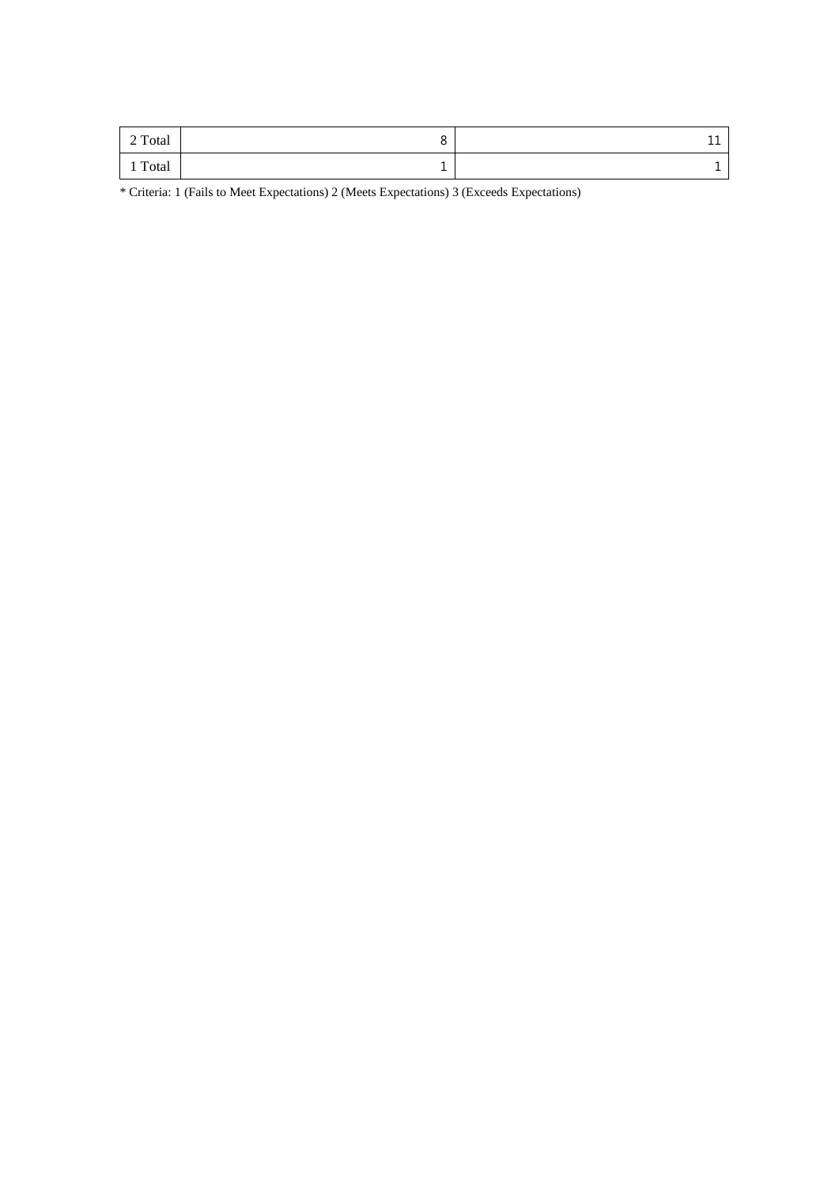| 2 Total | 8 | 11 |
|---|---|---|
| 1 Total | 1 | 1 |

* Criteria: 1 (Fails to Meet Expectations) 2 (Meets Expectations) 3 (Exceeds Expectations)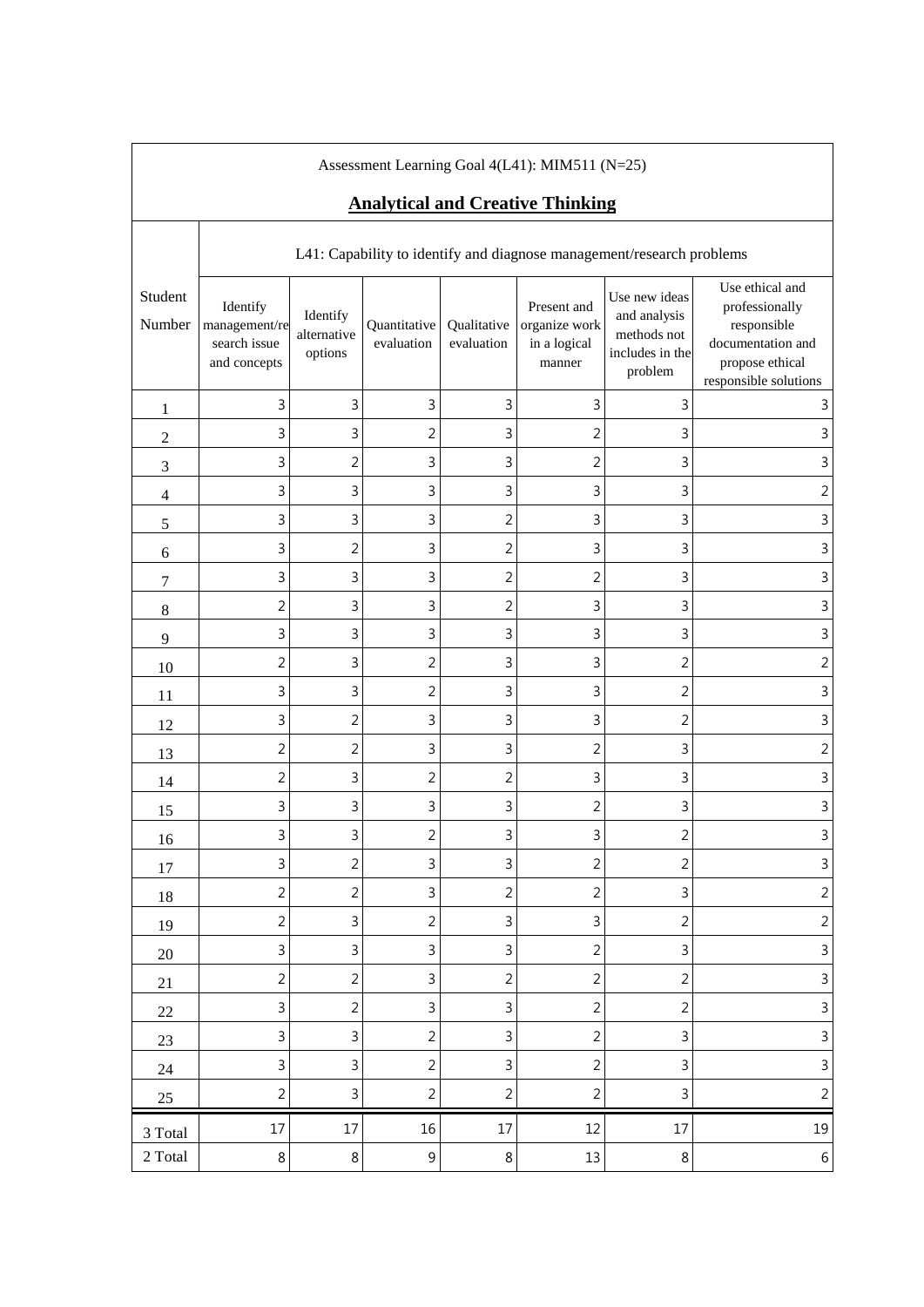Assessment Learning Goal 4(L41): MIM511 (N=25)

## Analytical and Creative Thinking

| Student Number | L41: Capability to identify and diagnose management/research problems | | | | | | |
|---|---|---|---|---|---|---|---|
| | Identify management/research issue and concepts | Identify alternative options | Quantitative evaluation | Qualitative evaluation | Present and organize work in a logical manner | Use new ideas and analysis methods not includes in the problem | Use ethical and professionally responsible documentation and propose ethical responsible solutions |
| 1 | 3 | 3 | 3 | 3 | 3 | 3 | 3 |
| 2 | 3 | 3 | 2 | 3 | 2 | 3 | 3 |
| 3 | 3 | 2 | 3 | 3 | 2 | 3 | 3 |
| 4 | 3 | 3 | 3 | 3 | 3 | 3 | 2 |
| 5 | 3 | 3 | 3 | 2 | 3 | 3 | 3 |
| 6 | 3 | 2 | 3 | 2 | 3 | 3 | 3 |
| 7 | 3 | 3 | 3 | 2 | 2 | 3 | 3 |
| 8 | 2 | 3 | 3 | 2 | 3 | 3 | 3 |
| 9 | 3 | 3 | 3 | 3 | 3 | 3 | 3 |
| 10 | 2 | 3 | 2 | 3 | 3 | 2 | 2 |
| 11 | 3 | 3 | 2 | 3 | 3 | 2 | 3 |
| 12 | 3 | 2 | 3 | 3 | 3 | 2 | 3 |
| 13 | 2 | 2 | 3 | 3 | 2 | 3 | 2 |
| 14 | 2 | 3 | 2 | 2 | 3 | 3 | 3 |
| 15 | 3 | 3 | 3 | 3 | 2 | 3 | 3 |
| 16 | 3 | 3 | 2 | 3 | 3 | 2 | 3 |
| 17 | 3 | 2 | 3 | 3 | 2 | 2 | 3 |
| 18 | 2 | 2 | 3 | 2 | 2 | 3 | 2 |
| 19 | 2 | 3 | 2 | 3 | 3 | 2 | 2 |
| 20 | 3 | 3 | 3 | 3 | 2 | 3 | 3 |
| 21 | 2 | 2 | 3 | 2 | 2 | 2 | 3 |
| 22 | 3 | 2 | 3 | 3 | 2 | 2 | 3 |
| 23 | 3 | 3 | 2 | 3 | 2 | 3 | 3 |
| 24 | 3 | 3 | 2 | 3 | 2 | 3 | 3 |
| 25 | 2 | 3 | 2 | 2 | 2 | 3 | 2 |
| 3 Total | 17 | 17 | 16 | 17 | 12 | 17 | 19 |
| 2 Total | 8 | 8 | 9 | 8 | 13 | 8 | 6 |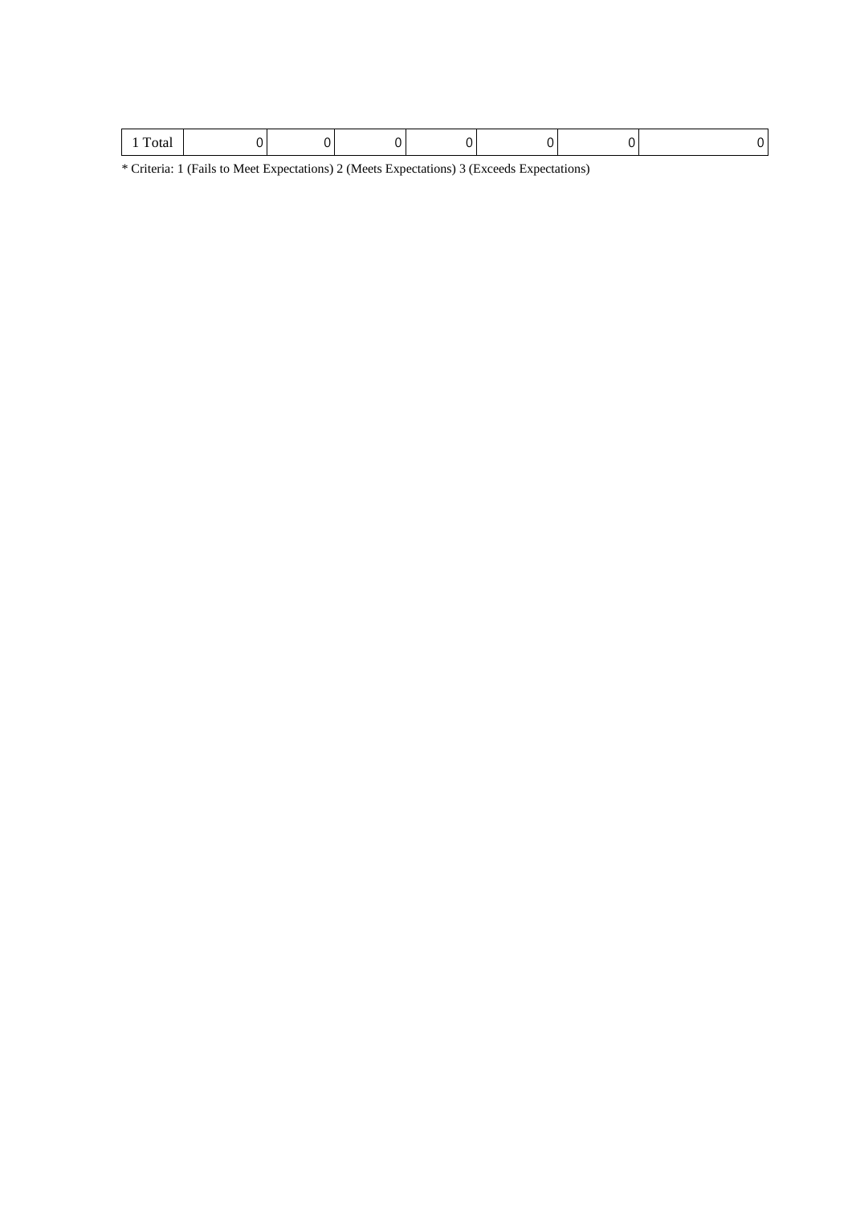| | | | | | | | |
|---|---|---|---|---|---|---|---|
| 1 Total | 0 | 0 | 0 | 0 | 0 | 0 | 0 |

* Criteria: 1 (Fails to Meet Expectations) 2 (Meets Expectations) 3 (Exceeds Expectations)